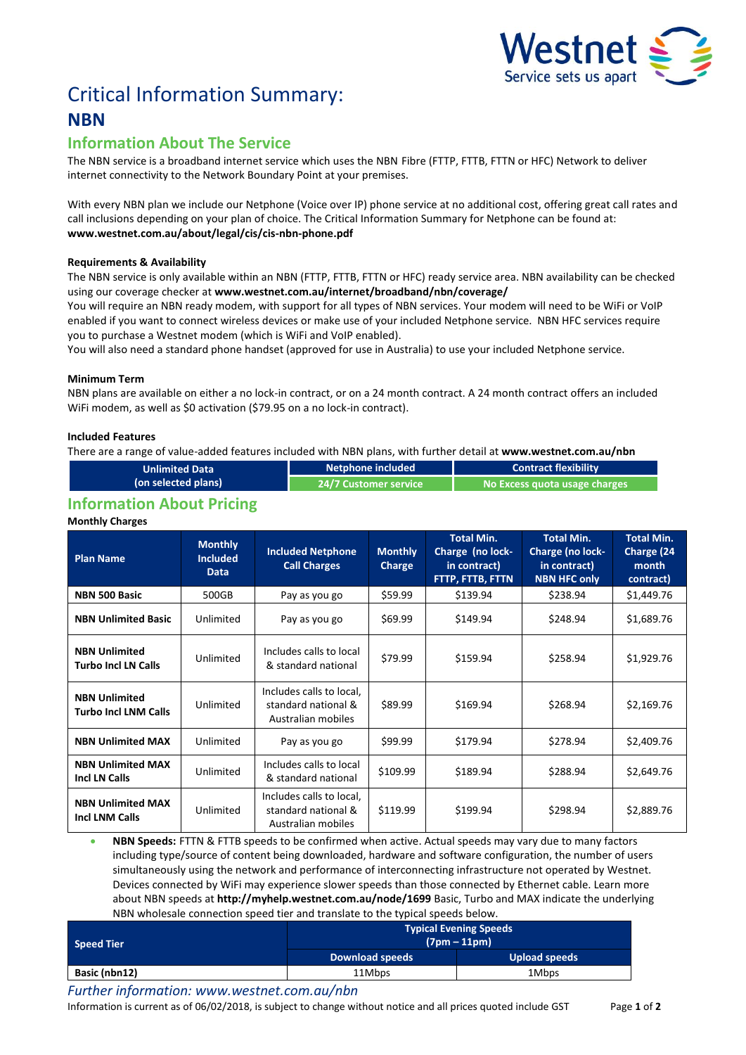# Critical Information Summary:

# NBN

## Information About The Service

The NBN service is a broadband internet service which uses the NBN Fibre (FTTP, FTTB, FTTN or HFC) Network to deliver internet connectivity to the Network Boundary Point at your premises.

With every NBN plan we include our Netphone (Voice over IP) phone service at no additional cost, offering great call rates and call inclusions depending on your plan of choice. The Critical Information Summary for Netphone can be found at: **www.westnet.com.au/about/legal/cis/cis-nbn-phone.pdf**

### Requirements & Availability

The NBN service is only available within an NBN (FTTP, FTTB, FTTN or HFC) ready service area. NBN availability can be checked using our coverage checker at **www.westnet.com.au/internet/broadband/nbn/coverage/**

You will require an NBN ready modem, with support for all types of NBN services. Your modem will need to be WiFi or VoIP enabled if you want to connect wireless devices or make use of your included Netphone service. NBN HFC services require you to purchase a Westnet modem (which is WiFi and VoIP enabled).

You will also need a standard phone handset (approved for use in Australia) to use your included Netphone service.

### Minimum Term

NBN plans are available on either a no lock-in contract, or on a 24 month contract. A 24 month contract offers an included WiFi modem, as well as $0 activation ($79.95 on a no lock-in contract).

### Included Features

There are a range of value-added features included with NBN plans, with further detail at **www.westnet.com.au/nbn**

| Unlimited Data (on selected plans) | Netphone included | Contract flexibility |
|---|---|---|
| | 24/7 Customer service | No Excess quota usage charges |

## Information About Pricing

**Monthly Charges**

| Plan Name | Monthly Included Data | Included Netphone Call Charges | Monthly Charge | Total Min. Charge (no lock-in contract) FTTP, FTTB, FTTN | Total Min. Charge (no lock-in contract) NBN HFC only | Total Min. Charge (24 month contract) |
|---|---|---|---|---|---|---|
| **NBN 500 Basic** | 500GB | Pay as you go | $59.99 | $139.94 | $238.94 | $1,449.76 |
| **NBN Unlimited Basic** | Unlimited | Pay as you go | $69.99 | $149.94 | $248.94 | $1,689.76 |
| **NBN Unlimited Turbo Incl LN Calls** | Unlimited | Includes calls to local & standard national | $79.99 | $159.94 | $258.94 | $1,929.76 |
| **NBN Unlimited Turbo Incl LNM Calls** | Unlimited | Includes calls to local, standard national & Australian mobiles | $89.99 | $169.94 | $268.94 | $2,169.76 |
| **NBN Unlimited MAX** | Unlimited | Pay as you go | $99.99 | $179.94 | $278.94 | $2,409.76 |
| **NBN Unlimited MAX Incl LN Calls** | Unlimited | Includes calls to local & standard national | $109.99 | $189.94 | $288.94 | $2,649.76 |
| **NBN Unlimited MAX Incl LNM Calls** | Unlimited | Includes calls to local, standard national & Australian mobiles | $119.99 | $199.94 | $298.94 | $2,889.76 |

- **NBN Speeds:** FTTN & FTTB speeds to be confirmed when active. Actual speeds may vary due to many factors including type/source of content being downloaded, hardware and software configuration, the number of users simultaneously using the network and performance of interconnecting infrastructure not operated by Westnet. Devices connected by WiFi may experience slower speeds than those connected by Ethernet cable. Learn more about NBN speeds at **http://myhelp.westnet.com.au/node/1699** Basic, Turbo and MAX indicate the underlying NBN wholesale connection speed tier and translate to the typical speeds below.

| Speed Tier | Typical Evening Speeds (7pm – 11pm) | |
|---|---|---|
| | Download speeds | Upload speeds |
| **Basic (nbn12)** | 11Mbps | 1Mbps |

*Further information: www.westnet.com.au/nbn*

Information is current as of 06/02/2018, is subject to change without notice and all prices quoted include GST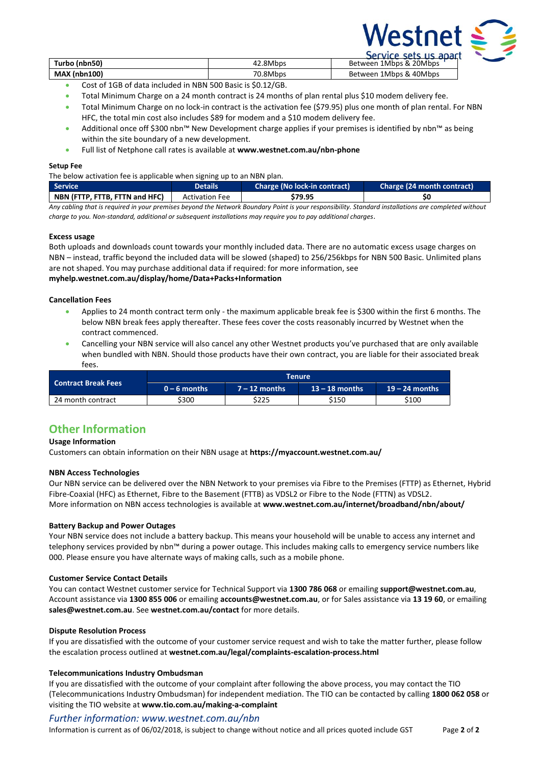| | | |
|---|---|---|
| **Turbo (nbn50)** | 42.8Mbps | Between 1Mbps & 20Mbps |
| **MAX (nbn100)** | 70.8Mbps | Between 1Mbps & 40Mbps |

- Cost of 1GB of data included in NBN 500 Basic is $0.12/GB.
- Total Minimum Charge on a 24 month contract is 24 months of plan rental plus $10 modem delivery fee.
- Total Minimum Charge on no lock-in contract is the activation fee ($79.95) plus one month of plan rental. For NBN HFC, the total min cost also includes $89 for modem and a $10 modem delivery fee.
- Additional once off $300 nbn™ New Development charge applies if your premises is identified by nbn™ as being within the site boundary of a new development.
- Full list of Netphone call rates is available at **www.westnet.com.au/nbn-phone**

**Setup Fee**

The below activation fee is applicable when signing up to an NBN plan.

| Service | Details | Charge (No lock-in contract) | Charge (24 month contract) |
|---|---|---|---|
| **NBN (FTTP, FTTB, FTTN and HFC)** | Activation Fee | **$79.95** | **$0** |

*Any cabling that is required in your premises beyond the Network Boundary Point is your responsibility. Standard installations are completed without charge to you. Non-standard, additional or subsequent installations may require you to pay additional charges.*

**Excess usage**

Both uploads and downloads count towards your monthly included data. There are no automatic excess usage charges on NBN – instead, traffic beyond the included data will be slowed (shaped) to 256/256kbps for NBN 500 Basic. Unlimited plans are not shaped. You may purchase additional data if required: for more information, see **myhelp.westnet.com.au/display/home/Data+Packs+Information**

**Cancellation Fees**

- Applies to 24 month contract term only - the maximum applicable break fee is $300 within the first 6 months. The below NBN break fees apply thereafter. These fees cover the costs reasonably incurred by Westnet when the contract commenced.
- Cancelling your NBN service will also cancel any other Westnet products you've purchased that are only available when bundled with NBN. Should those products have their own contract, you are liable for their associated break fees.

| Contract Break Fees | Tenure | | | |
|---|---|---|---|---|
| | 0 – 6 months | 7 – 12 months | 13 – 18 months | 19 – 24 months |
| 24 month contract | $300 | $225 | $150 | $100 |

## Other Information

**Usage Information**

Customers can obtain information on their NBN usage at **https://myaccount.westnet.com.au/**

**NBN Access Technologies**

Our NBN service can be delivered over the NBN Network to your premises via Fibre to the Premises (FTTP) as Ethernet, Hybrid Fibre-Coaxial (HFC) as Ethernet, Fibre to the Basement (FTTB) as VDSL2 or Fibre to the Node (FTTN) as VDSL2.
More information on NBN access technologies is available at **www.westnet.com.au/internet/broadband/nbn/about/**

**Battery Backup and Power Outages**

Your NBN service does not include a battery backup. This means your household will be unable to access any internet and telephony services provided by nbn™ during a power outage. This includes making calls to emergency service numbers like 000. Please ensure you have alternate ways of making calls, such as a mobile phone.

**Customer Service Contact Details**

You can contact Westnet customer service for Technical Support via **1300 786 068** or emailing **support@westnet.com.au**, Account assistance via **1300 855 006** or emailing **accounts@westnet.com.au**, or for Sales assistance via **13 19 60**, or emailing **sales@westnet.com.au**. See **westnet.com.au/contact** for more details.

**Dispute Resolution Process**

If you are dissatisfied with the outcome of your customer service request and wish to take the matter further, please follow the escalation process outlined at **westnet.com.au/legal/complaints-escalation-process.html**

**Telecommunications Industry Ombudsman**

If you are dissatisfied with the outcome of your complaint after following the above process, you may contact the TIO (Telecommunications Industry Ombudsman) for independent mediation. The TIO can be contacted by calling **1800 062 058** or visiting the TIO website at **www.tio.com.au/making-a-complaint**

*Further information: www.westnet.com.au/nbn*

Information is current as of 06/02/2018, is subject to change without notice and all prices quoted include GST